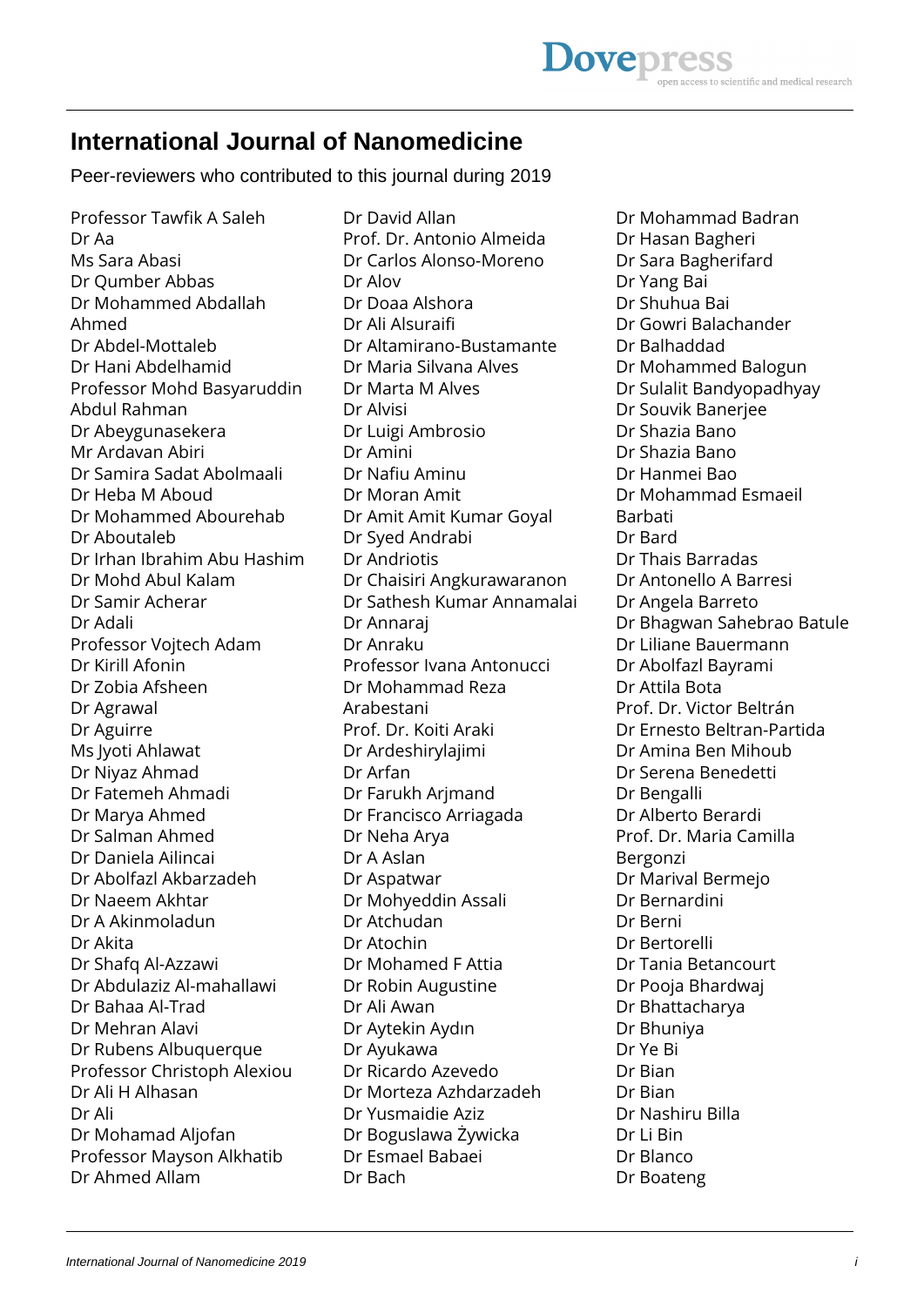# International Journal of Nanomedicine

Peer-reviewers who contributed to this journal during 2019

Professor Tawfik A Saleh
Dr Aa
Ms Sara Abasi
Dr Qumber Abbas
Dr Mohammed Abdallah Ahmed
Dr Abdel-Mottaleb
Dr Hani Abdelhamid
Professor Mohd Basyaruddin Abdul Rahman
Dr Abeygunasekera
Mr Ardavan Abiri
Dr Samira Sadat Abolmaali
Dr Heba M Aboud
Dr Mohammed Abourehab
Dr Aboutaleb
Dr Irhan Ibrahim Abu Hashim
Dr Mohd Abul Kalam
Dr Samir Acherar
Dr Adali
Professor Vojtech Adam
Dr Kirill Afonin
Dr Zobia Afsheen
Dr Agrawal
Dr Aguirre
Ms Jyoti Ahlawat
Dr Niyaz Ahmad
Dr Fatemeh Ahmadi
Dr Marya Ahmed
Dr Salman Ahmed
Dr Daniela Ailincai
Dr Abolfazl Akbarzadeh
Dr Naeem Akhtar
Dr A Akinmoladun
Dr Akita
Dr Shafq Al-Azzawi
Dr Abdulaziz Al-mahallawi
Dr Bahaa Al-Trad
Dr Mehran Alavi
Dr Rubens Albuquerque
Professor Christoph Alexiou
Dr Ali H Alhasan
Dr Ali
Dr Mohamad Aljofan
Professor Mayson Alkhatib
Dr Ahmed Allam
Dr David Allan
Prof. Dr. Antonio Almeida
Dr Carlos Alonso-Moreno
Dr Alov
Dr Doaa Alshora
Dr Ali Alsuraifi
Dr Altamirano-Bustamante
Dr Maria Silvana Alves
Dr Marta M Alves
Dr Alvisi
Dr Luigi Ambrosio
Dr Amini
Dr Nafiu Aminu
Dr Moran Amit
Dr Amit Amit Kumar Goyal
Dr Syed Andrabi
Dr Andriotis
Dr Chaisiri Angkurawaranon
Dr Sathesh Kumar Annamalai
Dr Annaraj
Dr Anraku
Professor Ivana Antonucci
Dr Mohammad Reza Arabestani
Prof. Dr. Koiti Araki
Dr Ardeshirylajimi
Dr Arfan
Dr Farukh Arjmand
Dr Francisco Arriagada
Dr Neha Arya
Dr A Aslan
Dr Aspatwar
Dr Mohyeddin Assali
Dr Atchudan
Dr Atochin
Dr Mohamed F Attia
Dr Robin Augustine
Dr Ali Awan
Dr Aytekin Aydın
Dr Ayukawa
Dr Ricardo Azevedo
Dr Morteza Azhdarzadeh
Dr Yusmaidie Aziz
Dr Boguslawa Żywicka
Dr Esmael Babaei
Dr Bach
Dr Mohammad Badran
Dr Hasan Bagheri
Dr Sara Bagherifard
Dr Yang Bai
Dr Shuhua Bai
Dr Gowri Balachander
Dr Balhaddad
Dr Mohammed Balogun
Dr Sulalit Bandyopadhyay
Dr Souvik Banerjee
Dr Shazia Bano
Dr Shazia Bano
Dr Hanmei Bao
Dr Mohammad Esmaeil Barbati
Dr Bard
Dr Thais Barradas
Dr Antonello A Barresi
Dr Angela Barreto
Dr Bhagwan Sahebrao Batule
Dr Liliane Bauermann
Dr Abolfazl Bayrami
Dr Attila Bota
Prof. Dr. Victor Beltrán
Dr Ernesto Beltran-Partida
Dr Amina Ben Mihoub
Dr Serena Benedetti
Dr Bengalli
Dr Alberto Berardi
Prof. Dr. Maria Camilla Bergonzi
Dr Marival Bermejo
Dr Bernardini
Dr Berni
Dr Bertorelli
Dr Tania Betancourt
Dr Pooja Bhardwaj
Dr Bhattacharya
Dr Bhuniya
Dr Ye Bi
Dr Bian
Dr Bian
Dr Nashiru Billa
Dr Li Bin
Dr Blanco
Dr Boateng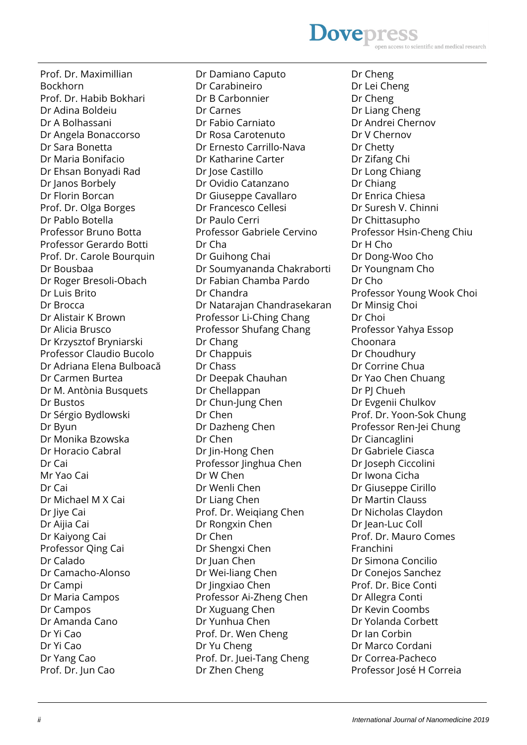Prof. Dr. Maximillian Bockhorn
Prof. Dr. Habib Bokhari
Dr Adina Boldeiu
Dr A Bolhassani
Dr Angela Bonaccorso
Dr Sara Bonetta
Dr Maria Bonifacio
Dr Ehsan Bonyadi Rad
Dr Janos Borbely
Dr Florin Borcan
Prof. Dr. Olga Borges
Dr Pablo Botella
Professor Bruno Botta
Professor Gerardo Botti
Prof. Dr. Carole Bourquin
Dr Bousbaa
Dr Roger Bresoli-Obach
Dr Luis Brito
Dr Brocca
Dr Alistair K Brown
Dr Alicia Brusco
Dr Krzysztof Bryniarski
Professor Claudio Bucolo
Dr Adriana Elena Bulboacă
Dr Carmen Burtea
Dr M. Antònia Busquets
Dr Bustos
Dr Sérgio Bydlowski
Dr Byun
Dr Monika Bzowska
Dr Horacio Cabral
Dr Cai
Mr Yao Cai
Dr Cai
Dr Michael M X Cai
Dr Jiye Cai
Dr Aijia Cai
Dr Kaiyong Cai
Professor Qing Cai
Dr Calado
Dr Camacho-Alonso
Dr Campi
Dr Maria Campos
Dr Campos
Dr Amanda Cano
Dr Yi Cao
Dr Yi Cao
Dr Yang Cao
Prof. Dr. Jun Cao
Dr Damiano Caputo
Dr Carabineiro
Dr B Carbonnier
Dr Carnes
Dr Fabio Carniato
Dr Rosa Carotenuto
Dr Ernesto Carrillo-Nava
Dr Katharine Carter
Dr Jose Castillo
Dr Ovidio Catanzano
Dr Giuseppe Cavallaro
Dr Francesco Cellesi
Dr Paulo Cerri
Professor Gabriele Cervino
Dr Cha
Dr Guihong Chai
Dr Soumyananda Chakraborti
Dr Fabian Chamba Pardo
Dr Chandra
Dr Natarajan Chandrasekaran
Professor Li-Ching Chang
Professor Shufang Chang
Dr Chang
Dr Chappuis
Dr Chass
Dr Deepak Chauhan
Dr Chellappan
Dr Chun-Jung Chen
Dr Chen
Dr Dazheng Chen
Dr Chen
Dr Jin-Hong Chen
Professor Jinghua Chen
Dr W Chen
Dr Wenli Chen
Dr Liang Chen
Prof. Dr. Weiqiang Chen
Dr Rongxin Chen
Dr Chen
Dr Shengxi Chen
Dr Juan Chen
Dr Wei-liang Chen
Dr Jingxiao Chen
Professor Ai-Zheng Chen
Dr Xuguang Chen
Dr Yunhua Chen
Prof. Dr. Wen Cheng
Dr Yu Cheng
Prof. Dr. Juei-Tang Cheng
Dr Zhen Cheng
Dr Cheng
Dr Lei Cheng
Dr Cheng
Dr Liang Cheng
Dr Andrei Chernov
Dr V Chernov
Dr Chetty
Dr Zifang Chi
Dr Long Chiang
Dr Chiang
Dr Enrica Chiesa
Dr Suresh V. Chinni
Dr Chittasupho
Professor Hsin-Cheng Chiu
Dr H Cho
Dr Dong-Woo Cho
Dr Youngnam Cho
Dr Cho
Professor Young Wook Choi
Dr Minsig Choi
Dr Choi
Professor Yahya Essop Choonara
Dr Choudhury
Dr Corrine Chua
Dr Yao Chen Chuang
Dr PJ Chueh
Dr Evgenii Chulkov
Prof. Dr. Yoon-Sok Chung
Professor Ren-Jei Chung
Dr Ciancaglini
Dr Gabriele Ciasca
Dr Joseph Ciccolini
Dr Iwona Cicha
Dr Giuseppe Cirillo
Dr Martin Clauss
Dr Nicholas Claydon
Dr Jean-Luc Coll
Prof. Dr. Mauro Comes Franchini
Dr Simona Concilio
Dr Conejos Sanchez
Prof. Dr. Bice Conti
Dr Allegra Conti
Dr Kevin Coombs
Dr Yolanda Corbett
Dr Ian Corbin
Dr Marco Cordani
Dr Correa-Pacheco
Professor José H Correia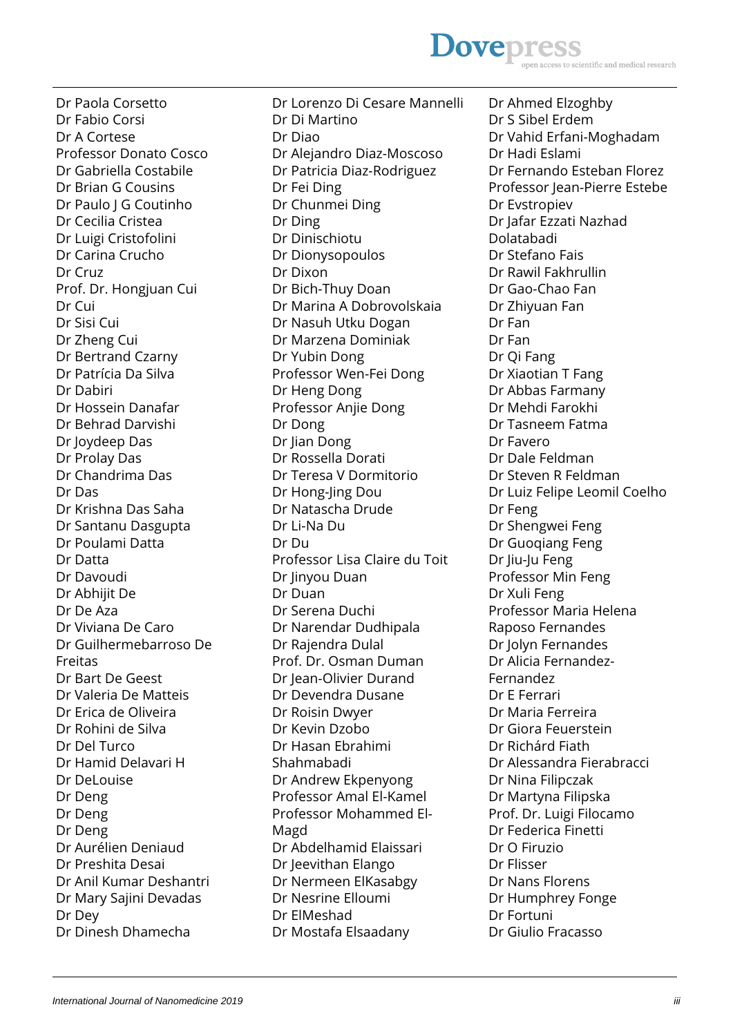Dr Paola Corsetto
Dr Fabio Corsi
Dr A Cortese
Professor Donato Cosco
Dr Gabriella Costabile
Dr Brian G Cousins
Dr Paulo J G Coutinho
Dr Cecilia Cristea
Dr Luigi Cristofolini
Dr Carina Crucho
Dr Cruz
Prof. Dr. Hongjuan Cui
Dr Cui
Dr Sisi Cui
Dr Zheng Cui
Dr Bertrand Czarny
Dr Patrícia Da Silva
Dr Dabiri
Dr Hossein Danafar
Dr Behrad Darvishi
Dr Joydeep Das
Dr Prolay Das
Dr Chandrima Das
Dr Das
Dr Krishna Das Saha
Dr Santanu Dasgupta
Dr Poulami Datta
Dr Datta
Dr Davoudi
Dr Abhijit De
Dr De Aza
Dr Viviana De Caro
Dr Guilhermebarroso De Freitas
Dr Bart De Geest
Dr Valeria De Matteis
Dr Erica de Oliveira
Dr Rohini de Silva
Dr Del Turco
Dr Hamid Delavari H
Dr DeLouise
Dr Deng
Dr Deng
Dr Deng
Dr Aurélien Deniaud
Dr Preshita Desai
Dr Anil Kumar Deshantri
Dr Mary Sajini Devadas
Dr Dey
Dr Dinesh Dhamecha
Dr Lorenzo Di Cesare Mannelli
Dr Di Martino
Dr Diao
Dr Alejandro Diaz-Moscoso
Dr Patricia Diaz-Rodriguez
Dr Fei Ding
Dr Chunmei Ding
Dr Ding
Dr Dinischiotu
Dr Dionysopoulos
Dr Dixon
Dr Bich-Thuy Doan
Dr Marina A Dobrovolskaia
Dr Nasuh Utku Dogan
Dr Marzena Dominiak
Dr Yubin Dong
Professor Wen-Fei Dong
Dr Heng Dong
Professor Anjie Dong
Dr Dong
Dr Jian Dong
Dr Rossella Dorati
Dr Teresa V Dormitorio
Dr Hong-Jing Dou
Dr Natascha Drude
Dr Li-Na Du
Dr Du
Professor Lisa Claire du Toit
Dr Jinyou Duan
Dr Duan
Dr Serena Duchi
Dr Narendar Dudhipala
Dr Rajendra Dulal
Prof. Dr. Osman Duman
Dr Jean-Olivier Durand
Dr Devendra Dusane
Dr Roisin Dwyer
Dr Kevin Dzobo
Dr Hasan Ebrahimi Shahmabadi
Dr Andrew Ekpenyong
Professor Amal El-Kamel
Professor Mohammed El-Magd
Dr Abdelhamid Elaissari
Dr Jeevithan Elango
Dr Nermeen ElKasabgy
Dr Nesrine Elloumi
Dr ElMeshad
Dr Mostafa Elsaadany
Dr Ahmed Elzoghby
Dr S Sibel Erdem
Dr Vahid Erfani-Moghadam
Dr Hadi Eslami
Dr Fernando Esteban Florez
Professor Jean-Pierre Estebe
Dr Evstropiev
Dr Jafar Ezzati Nazhad Dolatabadi
Dr Stefano Fais
Dr Rawil Fakhrullin
Dr Gao-Chao Fan
Dr Zhiyuan Fan
Dr Fan
Dr Fan
Dr Qi Fang
Dr Xiaotian T Fang
Dr Abbas Farmany
Dr Mehdi Farokhi
Dr Tasneem Fatma
Dr Favero
Dr Dale Feldman
Dr Steven R Feldman
Dr Luiz Felipe Leomil Coelho
Dr Feng
Dr Shengwei Feng
Dr Guoqiang Feng
Dr Jiu-Ju Feng
Professor Min Feng
Dr Xuli Feng
Professor Maria Helena Raposo Fernandes
Dr Jolyn Fernandes
Dr Alicia Fernandez-Fernandez
Dr E Ferrari
Dr Maria Ferreira
Dr Giora Feuerstein
Dr Richárd Fiath
Dr Alessandra Fierabracci
Dr Nina Filipczak
Dr Martyna Filipska
Prof. Dr. Luigi Filocamo
Dr Federica Finetti
Dr O Firuzio
Dr Flisser
Dr Nans Florens
Dr Humphrey Fonge
Dr Fortuni
Dr Giulio Fracasso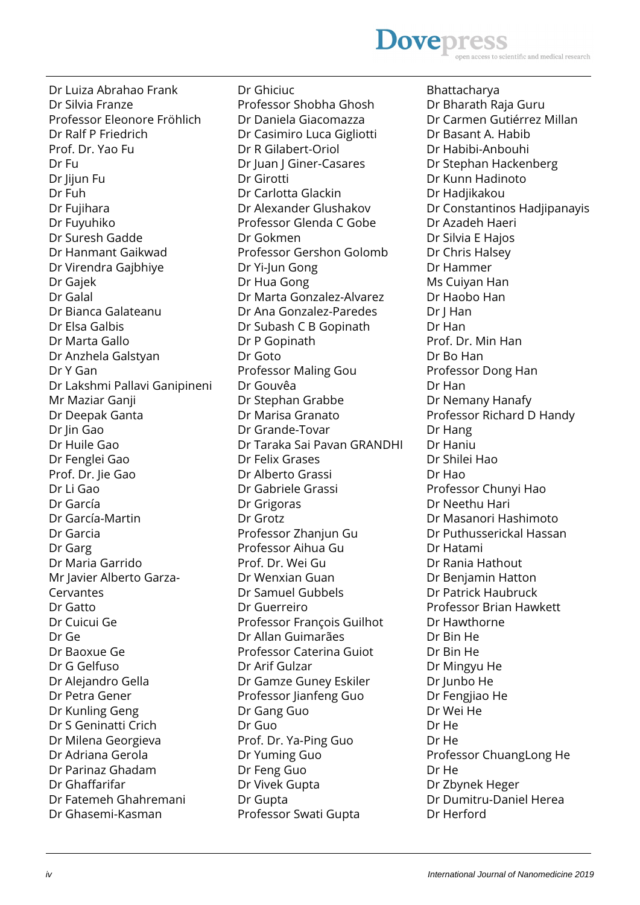Dr Luiza Abrahao Frank
Dr Silvia Franze
Professor Eleonore Fröhlich
Dr Ralf P Friedrich
Prof. Dr. Yao Fu
Dr Fu
Dr Jijun Fu
Dr Fuh
Dr Fujihara
Dr Fuyuhiko
Dr Suresh Gadde
Dr Hanmant Gaikwad
Dr Virendra Gajbhiye
Dr Gajek
Dr Galal
Dr Bianca Galateanu
Dr Elsa Galbis
Dr Marta Gallo
Dr Anzhela Galstyan
Dr Y Gan
Dr Lakshmi Pallavi Ganipineni
Mr Maziar Ganji
Dr Deepak Ganta
Dr Jin Gao
Dr Huile Gao
Dr Fenglei Gao
Prof. Dr. Jie Gao
Dr Li Gao
Dr García
Dr García-Martin
Dr Garcia
Dr Garg
Dr Maria Garrido
Mr Javier Alberto Garza-Cervantes
Dr Gatto
Dr Cuicui Ge
Dr Ge
Dr Baoxue Ge
Dr G Gelfuso
Dr Alejandro Gella
Dr Petra Gener
Dr Kunling Geng
Dr S Geninatti Crich
Dr Milena Georgieva
Dr Adriana Gerola
Dr Parinaz Ghadam
Dr Ghaffarifar
Dr Fatemeh Ghahremani
Dr Ghasemi-Kasman
Dr Ghiciuc
Professor Shobha Ghosh
Dr Daniela Giacomazza
Dr Casimiro Luca Gigliotti
Dr R Gilabert-Oriol
Dr Juan J Giner-Casares
Dr Girotti
Dr Carlotta Glackin
Dr Alexander Glushakov
Professor Glenda C Gobe
Dr Gokmen
Professor Gershon Golomb
Dr Yi-Jun Gong
Dr Hua Gong
Dr Marta Gonzalez-Alvarez
Dr Ana Gonzalez-Paredes
Dr Subash C B Gopinath
Dr P Gopinath
Dr Goto
Professor Maling Gou
Dr Gouvêa
Dr Stephan Grabbe
Dr Marisa Granato
Dr Grande-Tovar
Dr Taraka Sai Pavan GRANDHI
Dr Felix Grases
Dr Alberto Grassi
Dr Gabriele Grassi
Dr Grigoras
Dr Grotz
Professor Zhanjun Gu
Professor Aihua Gu
Prof. Dr. Wei Gu
Dr Wenxian Guan
Dr Samuel Gubbels
Dr Guerreiro
Professor François Guilhot
Dr Allan Guimarães
Professor Caterina Guiot
Dr Arif Gulzar
Dr Gamze Guney Eskiler
Professor Jianfeng Guo
Dr Gang Guo
Dr Guo
Prof. Dr. Ya-Ping Guo
Dr Yuming Guo
Dr Feng Guo
Dr Vivek Gupta
Dr Gupta
Professor Swati Gupta
Bhattacharya
Dr Bharath Raja Guru
Dr Carmen Gutiérrez Millan
Dr Basant A. Habib
Dr Habibi-Anbouhi
Dr Stephan Hackenberg
Dr Kunn Hadinoto
Dr Hadjikakou
Dr Constantinos Hadjipanayis
Dr Azadeh Haeri
Dr Silvia E Hajos
Dr Chris Halsey
Dr Hammer
Ms Cuiyan Han
Dr Haobo Han
Dr J Han
Dr Han
Prof. Dr. Min Han
Dr Bo Han
Professor Dong Han
Dr Han
Dr Nemany Hanafy
Professor Richard D Handy
Dr Hang
Dr Haniu
Dr Shilei Hao
Dr Hao
Professor Chunyi Hao
Dr Neethu Hari
Dr Masanori Hashimoto
Dr Puthusserickal Hassan
Dr Hatami
Dr Rania Hathout
Dr Benjamin Hatton
Dr Patrick Haubruck
Professor Brian Hawkett
Dr Hawthorne
Dr Bin He
Dr Bin He
Dr Mingyu He
Dr Junbo He
Dr Fengjiao He
Dr Wei He
Dr He
Dr He
Professor ChuangLong He
Dr He
Dr Zbynek Heger
Dr Dumitru-Daniel Herea
Dr Herford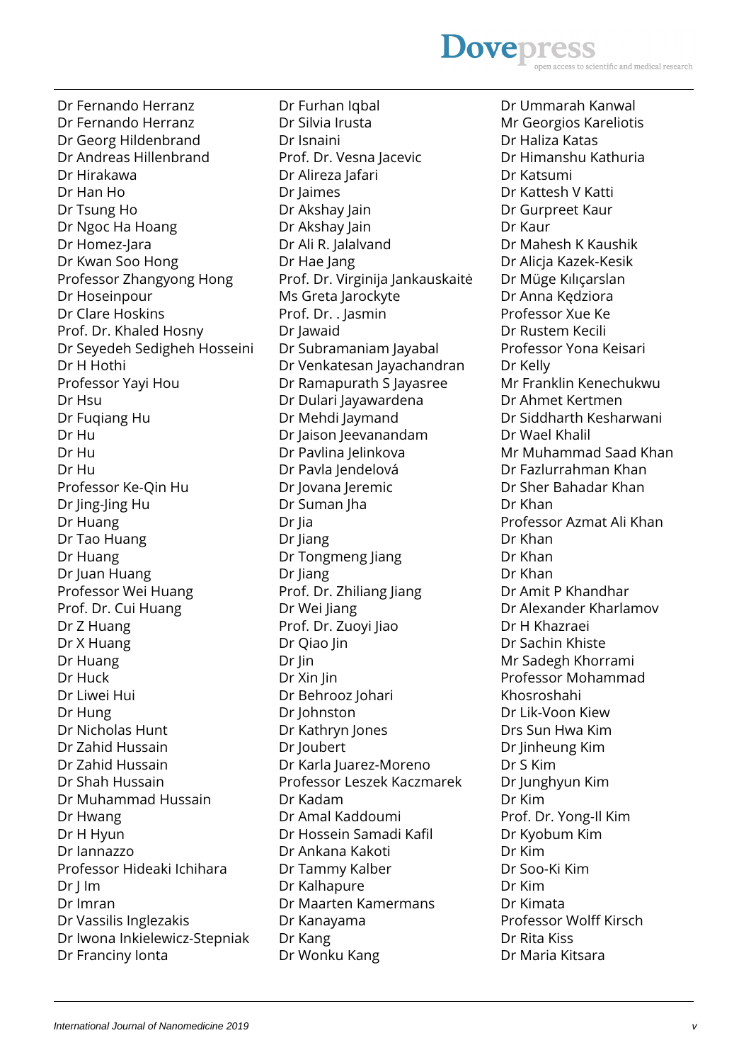Dr Fernando Herranz
Dr Fernando Herranz
Dr Georg Hildenbrand
Dr Andreas Hillenbrand
Dr Hirakawa
Dr Han Ho
Dr Tsung Ho
Dr Ngoc Ha Hoang
Dr Homez-Jara
Dr Kwan Soo Hong
Professor Zhangyong Hong
Dr Hoseinpour
Dr Clare Hoskins
Prof. Dr. Khaled Hosny
Dr Seyedeh Sedigheh Hosseini
Dr H Hothi
Professor Yayi Hou
Dr Hsu
Dr Fuqiang Hu
Dr Hu
Dr Hu
Dr Hu
Professor Ke-Qin Hu
Dr Jing-Jing Hu
Dr Huang
Dr Tao Huang
Dr Huang
Dr Juan Huang
Professor Wei Huang
Prof. Dr. Cui Huang
Dr Z Huang
Dr X Huang
Dr Huang
Dr Huck
Dr Liwei Hui
Dr Hung
Dr Nicholas Hunt
Dr Zahid Hussain
Dr Zahid Hussain
Dr Shah Hussain
Dr Muhammad Hussain
Dr Hwang
Dr H Hyun
Dr Iannazzo
Professor Hideaki Ichihara
Dr J Im
Dr Imran
Dr Vassilis Inglezakis
Dr Iwona Inkielewicz-Stepniak
Dr Franciny Ionta
Dr Furhan Iqbal
Dr Silvia Irusta
Dr Isnaini
Prof. Dr. Vesna Jacevic
Dr Alireza Jafari
Dr Jaimes
Dr Akshay Jain
Dr Akshay Jain
Dr Ali R. Jalalvand
Dr Hae Jang
Prof. Dr. Virginija Jankauskaitė
Ms Greta Jarockyte
Prof. Dr. . Jasmin
Dr Jawaid
Dr Subramaniam Jayabal
Dr Venkatesan Jayachandran
Dr Ramapurath S Jayasree
Dr Dulari Jayawardena
Dr Mehdi Jaymand
Dr Jaison Jeevanandam
Dr Pavlina Jelinkova
Dr Pavla Jendelová
Dr Jovana Jeremic
Dr Suman Jha
Dr Jia
Dr Jiang
Dr Tongmeng Jiang
Dr Jiang
Prof. Dr. Zhiliang Jiang
Dr Wei Jiang
Prof. Dr. Zuoyi Jiao
Dr Qiao Jin
Dr Jin
Dr Xin Jin
Dr Behrooz Johari
Dr Johnston
Dr Kathryn Jones
Dr Joubert
Dr Karla Juarez-Moreno
Professor Leszek Kaczmarek
Dr Kadam
Dr Amal Kaddoumi
Dr Hossein Samadi Kafil
Dr Ankana Kakoti
Dr Tammy Kalber
Dr Kalhapure
Dr Maarten Kamermans
Dr Kanayama
Dr Kang
Dr Wonku Kang
Dr Ummarah Kanwal
Mr Georgios Kareliotis
Dr Haliza Katas
Dr Himanshu Kathuria
Dr Katsumi
Dr Kattesh V Katti
Dr Gurpreet Kaur
Dr Kaur
Dr Mahesh K Kaushik
Dr Alicja Kazek-Kesik
Dr Müge Kılıçarslan
Dr Anna Kędziora
Professor Xue Ke
Dr Rustem Kecili
Professor Yona Keisari
Dr Kelly
Mr Franklin Kenechukwu
Dr Ahmet Kertmen
Dr Siddharth Kesharwani
Dr Wael Khalil
Mr Muhammad Saad Khan
Dr Fazlurrahman Khan
Dr Sher Bahadar Khan
Dr Khan
Professor Azmat Ali Khan
Dr Khan
Dr Khan
Dr Khan
Dr Amit P Khandhar
Dr Alexander Kharlamov
Dr H Khazraei
Dr Sachin Khiste
Mr Sadegh Khorrami
Professor Mohammad Khosroshahi
Dr Lik-Voon Kiew
Drs Sun Hwa Kim
Dr Jinheung Kim
Dr S Kim
Dr Junghyun Kim
Dr Kim
Prof. Dr. Yong-Il Kim
Dr Kyobum Kim
Dr Kim
Dr Soo-Ki Kim
Dr Kim
Dr Kimata
Professor Wolff Kirsch
Dr Rita Kiss
Dr Maria Kitsara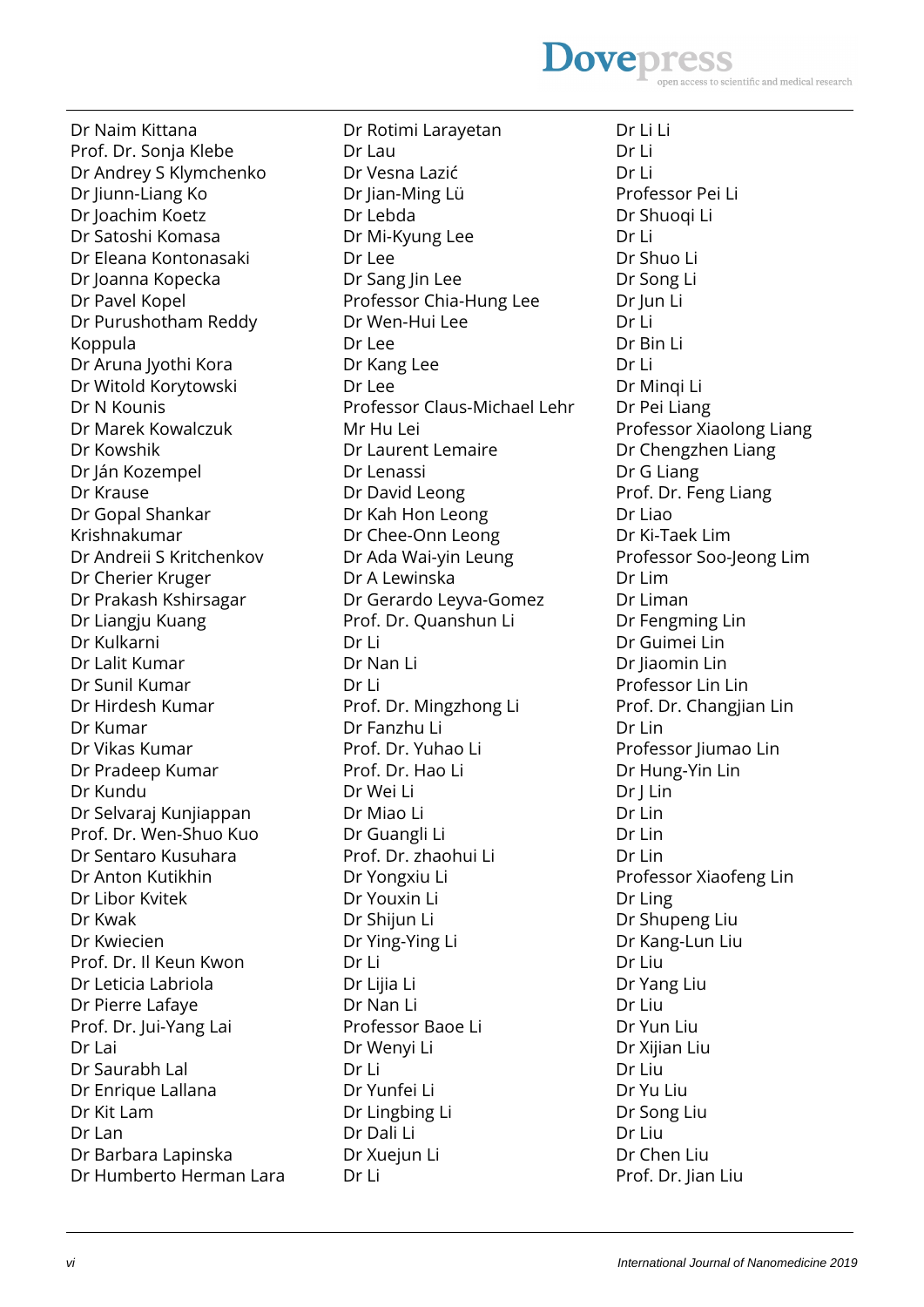Dr Naim Kittana
Prof. Dr. Sonja Klebe
Dr Andrey S Klymchenko
Dr Jiunn-Liang Ko
Dr Joachim Koetz
Dr Satoshi Komasa
Dr Eleana Kontonasaki
Dr Joanna Kopecka
Dr Pavel Kopel
Dr Purushotham Reddy Koppula
Dr Aruna Jyothi Kora
Dr Witold Korytowski
Dr N Kounis
Dr Marek Kowalczuk
Dr Kowshik
Dr Ján Kozempel
Dr Krause
Dr Gopal Shankar Krishnakumar
Dr Andreii S Kritchenkov
Dr Cherier Kruger
Dr Prakash Kshirsagar
Dr Liangju Kuang
Dr Kulkarni
Dr Lalit Kumar
Dr Sunil Kumar
Dr Hirdesh Kumar
Dr Kumar
Dr Vikas Kumar
Dr Pradeep Kumar
Dr Kundu
Dr Selvaraj Kunjiappan
Prof. Dr. Wen-Shuo Kuo
Dr Sentaro Kusuhara
Dr Anton Kutikhin
Dr Libor Kvitek
Dr Kwak
Dr Kwiecien
Prof. Dr. Il Keun Kwon
Dr Leticia Labriola
Dr Pierre Lafaye
Prof. Dr. Jui-Yang Lai
Dr Lai
Dr Saurabh Lal
Dr Enrique Lallana
Dr Kit Lam
Dr Lan
Dr Barbara Lapinska
Dr Humberto Herman Lara
Dr Rotimi Larayetan
Dr Lau
Dr Vesna Lazić
Dr Jian-Ming Lü
Dr Lebda
Dr Mi-Kyung Lee
Dr Lee
Dr Sang Jin Lee
Professor Chia-Hung Lee
Dr Wen-Hui Lee
Dr Lee
Dr Kang Lee
Dr Lee
Professor Claus-Michael Lehr
Mr Hu Lei
Dr Laurent Lemaire
Dr Lenassi
Dr David Leong
Dr Kah Hon Leong
Dr Chee-Onn Leong
Dr Ada Wai-yin Leung
Dr A Lewinska
Dr Gerardo Leyva-Gomez
Prof. Dr. Quanshun Li
Dr Li
Dr Nan Li
Dr Li
Prof. Dr. Mingzhong Li
Dr Fanzhu Li
Prof. Dr. Yuhao Li
Prof. Dr. Hao Li
Dr Wei Li
Dr Miao Li
Dr Guangli Li
Prof. Dr. zhaohui Li
Dr Yongxiu Li
Dr Youxin Li
Dr Shijun Li
Dr Ying-Ying Li
Dr Li
Dr Lijia Li
Dr Nan Li
Professor Baoe Li
Dr Wenyi Li
Dr Li
Dr Yunfei Li
Dr Lingbing Li
Dr Dali Li
Dr Xuejun Li
Dr Li
Dr Li Li
Dr Li
Dr Li
Professor Pei Li
Dr Shuoqi Li
Dr Li
Dr Shuo Li
Dr Song Li
Dr Jun Li
Dr Li
Dr Bin Li
Dr Li
Dr Minqi Li
Dr Pei Liang
Professor Xiaolong Liang
Dr Chengzhen Liang
Dr G Liang
Prof. Dr. Feng Liang
Dr Liao
Dr Ki-Taek Lim
Professor Soo-Jeong Lim
Dr Lim
Dr Liman
Dr Fengming Lin
Dr Guimei Lin
Dr Jiaomin Lin
Professor Lin Lin
Prof. Dr. Changjian Lin
Dr Lin
Professor Jiumao Lin
Dr Hung-Yin Lin
Dr J Lin
Dr Lin
Dr Lin
Dr Lin
Professor Xiaofeng Lin
Dr Ling
Dr Shupeng Liu
Dr Kang-Lun Liu
Dr Liu
Dr Yang Liu
Dr Liu
Dr Yun Liu
Dr Xijian Liu
Dr Liu
Dr Yu Liu
Dr Song Liu
Dr Liu
Dr Chen Liu
Prof. Dr. Jian Liu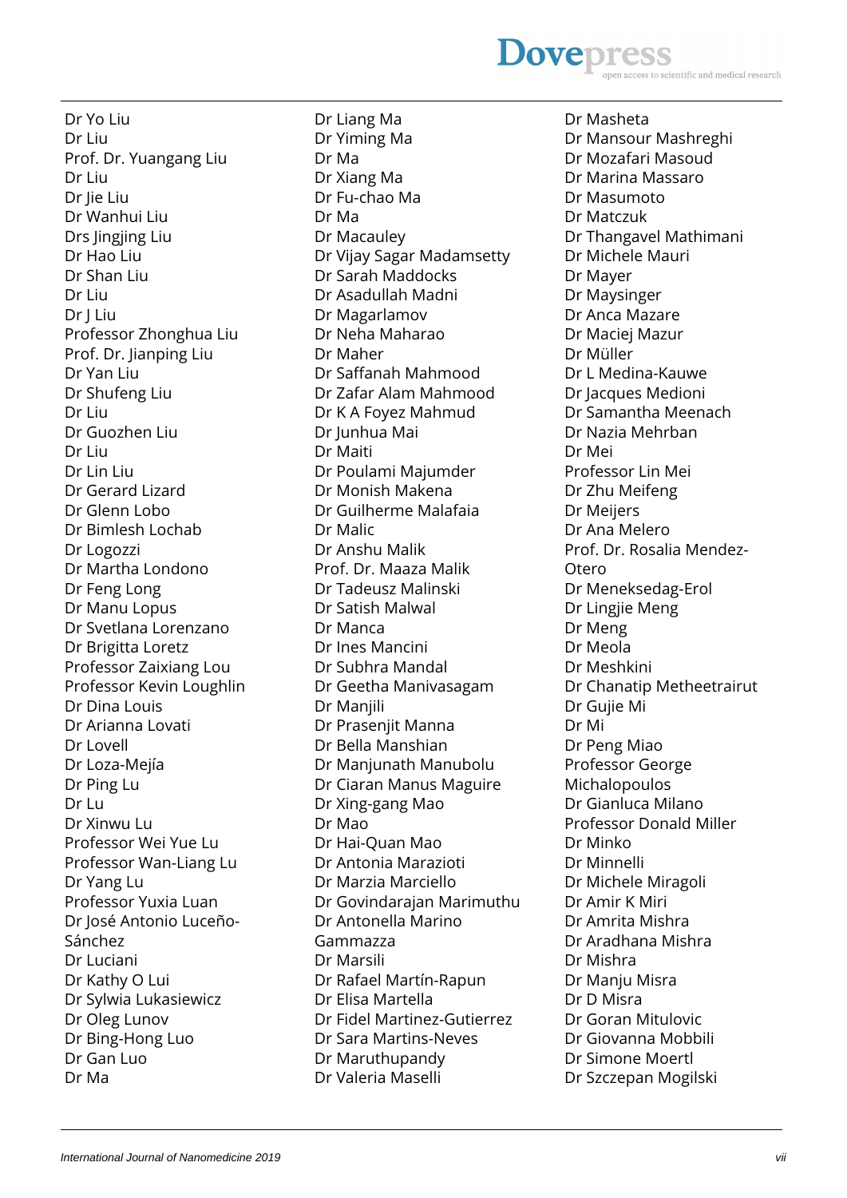Dr Yo Liu
Dr Liu
Prof. Dr. Yuangang Liu
Dr Liu
Dr Jie Liu
Dr Wanhui Liu
Drs Jingjing Liu
Dr Hao Liu
Dr Shan Liu
Dr Liu
Dr J Liu
Professor Zhonghua Liu
Prof. Dr. Jianping Liu
Dr Yan Liu
Dr Shufeng Liu
Dr Liu
Dr Guozhen Liu
Dr Liu
Dr Lin Liu
Dr Gerard Lizard
Dr Glenn Lobo
Dr Bimlesh Lochab
Dr Logozzi
Dr Martha Londono
Dr Feng Long
Dr Manu Lopus
Dr Svetlana Lorenzano
Dr Brigitta Loretz
Professor Zaixiang Lou
Professor Kevin Loughlin
Dr Dina Louis
Dr Arianna Lovati
Dr Lovell
Dr Loza-Mejía
Dr Ping Lu
Dr Lu
Dr Xinwu Lu
Professor Wei Yue Lu
Professor Wan-Liang Lu
Dr Yang Lu
Professor Yuxia Luan
Dr José Antonio Luceño-Sánchez
Dr Luciani
Dr Kathy O Lui
Dr Sylwia Lukasiewicz
Dr Oleg Lunov
Dr Bing-Hong Luo
Dr Gan Luo
Dr Ma
Dr Liang Ma
Dr Yiming Ma
Dr Ma
Dr Xiang Ma
Dr Fu-chao Ma
Dr Ma
Dr Macauley
Dr Vijay Sagar Madamsetty
Dr Sarah Maddocks
Dr Asadullah Madni
Dr Magarlamov
Dr Neha Maharao
Dr Maher
Dr Saffanah Mahmood
Dr Zafar Alam Mahmood
Dr K A Foyez Mahmud
Dr Junhua Mai
Dr Maiti
Dr Poulami Majumder
Dr Monish Makena
Dr Guilherme Malafaia
Dr Malic
Dr Anshu Malik
Prof. Dr. Maaza Malik
Dr Tadeusz Malinski
Dr Satish Malwal
Dr Manca
Dr Ines Mancini
Dr Subhra Mandal
Dr Geetha Manivasagam
Dr Manjili
Dr Prasenjit Manna
Dr Bella Manshian
Dr Manjunath Manubolu
Dr Ciaran Manus Maguire
Dr Xing-gang Mao
Dr Mao
Dr Hai-Quan Mao
Dr Antonia Marazioti
Dr Marzia Marciello
Dr Govindarajan Marimuthu
Dr Antonella Marino Gammazza
Dr Marsili
Dr Rafael Martín-Rapun
Dr Elisa Martella
Dr Fidel Martinez-Gutierrez
Dr Sara Martins-Neves
Dr Maruthupandy
Dr Valeria Maselli
Dr Masheta
Dr Mansour Mashreghi
Dr Mozafari Masoud
Dr Marina Massaro
Dr Masumoto
Dr Matczuk
Dr Thangavel Mathimani
Dr Michele Mauri
Dr Mayer
Dr Maysinger
Dr Anca Mazare
Dr Maciej Mazur
Dr Müller
Dr L Medina-Kauwe
Dr Jacques Medioni
Dr Samantha Meenach
Dr Nazia Mehrban
Dr Mei
Professor Lin Mei
Dr Zhu Meifeng
Dr Meijers
Dr Ana Melero
Prof. Dr. Rosalia Mendez-Otero
Dr Meneksedag-Erol
Dr Lingjie Meng
Dr Meng
Dr Meola
Dr Meshkini
Dr Chanatip Metheetrairut
Dr Gujie Mi
Dr Mi
Dr Peng Miao
Professor George Michalopoulos
Dr Gianluca Milano
Professor Donald Miller
Dr Minko
Dr Minnelli
Dr Michele Miragoli
Dr Amir K Miri
Dr Amrita Mishra
Dr Aradhana Mishra
Dr Mishra
Dr Manju Misra
Dr D Misra
Dr Goran Mitulovic
Dr Giovanna Mobbili
Dr Simone Moertl
Dr Szczepan Mogilski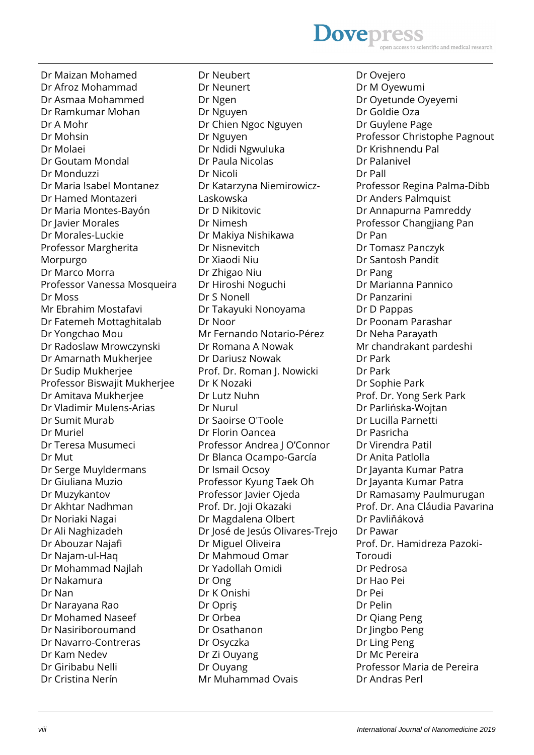Dr Maizan Mohamed
Dr Afroz Mohammad
Dr Asmaa Mohammed
Dr Ramkumar Mohan
Dr A Mohr
Dr Mohsin
Dr Molaei
Dr Goutam Mondal
Dr Monduzzi
Dr Maria Isabel Montanez
Dr Hamed Montazeri
Dr Maria Montes-Bayón
Dr Javier Morales
Dr Morales-Luckie
Professor Margherita Morpurgo
Dr Marco Morra
Professor Vanessa Mosqueira
Dr Moss
Mr Ebrahim Mostafavi
Dr Fatemeh Mottaghitalab
Dr Yongchao Mou
Dr Radoslaw Mrowczynski
Dr Amarnath Mukherjee
Dr Sudip Mukherjee
Professor Biswajit Mukherjee
Dr Amitava Mukherjee
Dr Vladimir Mulens-Arias
Dr Sumit Murab
Dr Muriel
Dr Teresa Musumeci
Dr Mut
Dr Serge Muyldermans
Dr Giuliana Muzio
Dr Muzykantov
Dr Akhtar Nadhman
Dr Noriaki Nagai
Dr Ali Naghizadeh
Dr Abouzar Najafi
Dr Najam-ul-Haq
Dr Mohammad Najlah
Dr Nakamura
Dr Nan
Dr Narayana Rao
Dr Mohamed Naseef
Dr Nasiriboroumand
Dr Navarro-Contreras
Dr Kam Nedev
Dr Giribabu Nelli
Dr Cristina Nerín
Dr Neubert
Dr Neunert
Dr Ngen
Dr Nguyen
Dr Chien Ngoc Nguyen
Dr Nguyen
Dr Ndidi Ngwuluka
Dr Paula Nicolas
Dr Nicoli
Dr Katarzyna Niemirowicz-Laskowska
Dr D Nikitovic
Dr Nimesh
Dr Makiya Nishikawa
Dr Nisnevitch
Dr Xiaodi Niu
Dr Zhigao Niu
Dr Hiroshi Noguchi
Dr S Nonell
Dr Takayuki Nonoyama
Dr Noor
Mr Fernando Notario-Pérez
Dr Romana A Nowak
Dr Dariusz Nowak
Prof. Dr. Roman J. Nowicki
Dr K Nozaki
Dr Lutz Nuhn
Dr Nurul
Dr Saoirse O'Toole
Dr Florin Oancea
Professor Andrea J O'Connor
Dr Blanca Ocampo-García
Dr Ismail Ocsoy
Professor Kyung Taek Oh
Professor Javier Ojeda
Prof. Dr. Joji Okazaki
Dr Magdalena Olbert
Dr José de Jesús Olivares-Trejo
Dr Miguel Oliveira
Dr Mahmoud Omar
Dr Yadollah Omidi
Dr Ong
Dr K Onishi
Dr Opriş
Dr Orbea
Dr Osathanon
Dr Osyczka
Dr Zi Ouyang
Dr Ouyang
Mr Muhammad Ovais
Dr Ovejero
Dr M Oyewumi
Dr Oyetunde Oyeyemi
Dr Goldie Oza
Dr Guylene Page
Professor Christophe Pagnout
Dr Krishnendu Pal
Dr Palanivel
Dr Pall
Professor Regina Palma-Dibb
Dr Anders Palmquist
Dr Annapurna Pamreddy
Professor Changjiang Pan
Dr Pan
Dr Tomasz Panczyk
Dr Santosh Pandit
Dr Pang
Dr Marianna Pannico
Dr Panzarini
Dr D Pappas
Dr Poonam Parashar
Dr Neha Parayath
Mr chandrakant pardeshi
Dr Park
Dr Park
Dr Sophie Park
Prof. Dr. Yong Serk Park
Dr Parlińska-Wojtan
Dr Lucilla Parnetti
Dr Pasricha
Dr Virendra Patil
Dr Anita Patlolla
Dr Jayanta Kumar Patra
Dr Jayanta Kumar Patra
Dr Ramasamy Paulmurugan
Prof. Dr. Ana Cláudia Pavarina
Dr Pavliňáková
Dr Pawar
Prof. Dr. Hamidreza Pazoki-Toroudi
Dr Pedrosa
Dr Hao Pei
Dr Pei
Dr Pelin
Dr Qiang Peng
Dr Jingbo Peng
Dr Ling Peng
Dr Mc Pereira
Professor Maria de Pereira
Dr Andras Perl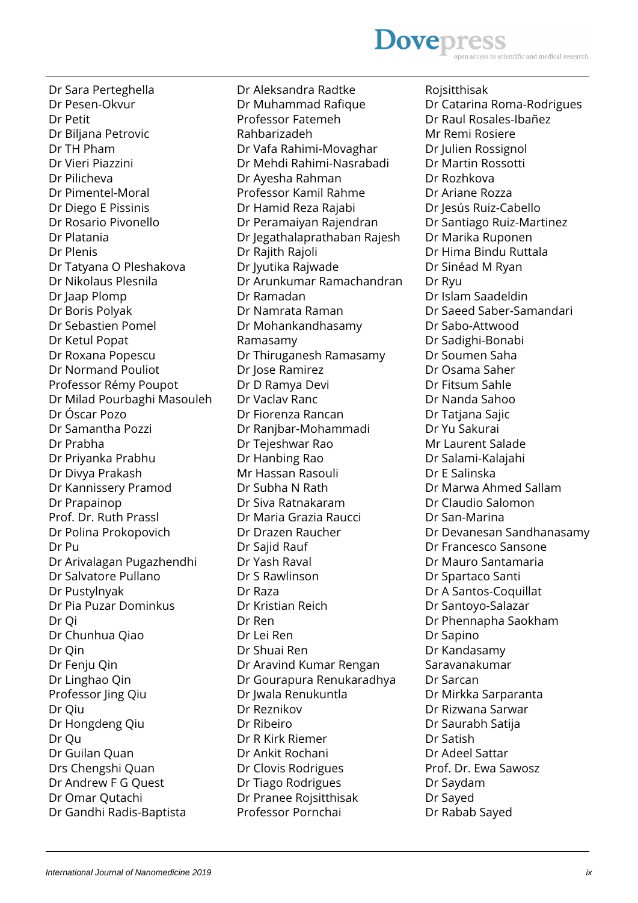Dr Sara Perteghella
Dr Pesen-Okvur
Dr Petit
Dr Biljana Petrovic
Dr TH Pham
Dr Vieri Piazzini
Dr Pilicheva
Dr Pimentel-Moral
Dr Diego E Pissinis
Dr Rosario Pivonello
Dr Platania
Dr Plenis
Dr Tatyana O Pleshakova
Dr Nikolaus Plesnila
Dr Jaap Plomp
Dr Boris Polyak
Dr Sebastien Pomel
Dr Ketul Popat
Dr Roxana Popescu
Dr Normand Pouliot
Professor Rémy Poupot
Dr Milad Pourbaghi Masouleh
Dr Óscar Pozo
Dr Samantha Pozzi
Dr Prabha
Dr Priyanka Prabhu
Dr Divya Prakash
Dr Kannissery Pramod
Dr Prapainop
Prof. Dr. Ruth Prassl
Dr Polina Prokopovich
Dr Pu
Dr Arivalagan Pugazhendhi
Dr Salvatore Pullano
Dr Pustylnyak
Dr Pia Puzar Dominkus
Dr Qi
Dr Chunhua Qiao
Dr Qin
Dr Fenju Qin
Dr Linghao Qin
Professor Jing Qiu
Dr Qiu
Dr Hongdeng Qiu
Dr Qu
Dr Guilan Quan
Drs Chengshi Quan
Dr Andrew F G Quest
Dr Omar Qutachi
Dr Gandhi Radis-Baptista
Dr Aleksandra Radtke
Dr Muhammad Rafique
Professor Fatemeh Rahbarizadeh
Dr Vafa Rahimi-Movaghar
Dr Mehdi Rahimi-Nasrabadi
Dr Ayesha Rahman
Professor Kamil Rahme
Dr Hamid Reza Rajabi
Dr Peramaiyan Rajendran
Dr Jegathalaprathaban Rajesh
Dr Rajith Rajoli
Dr Jyutika Rajwade
Dr Arunkumar Ramachandran
Dr Ramadan
Dr Namrata Raman
Dr Mohankandhasamy Ramasamy
Dr Thiruganesh Ramasamy
Dr Jose Ramirez
Dr D Ramya Devi
Dr Vaclav Ranc
Dr Fiorenza Rancan
Dr Ranjbar-Mohammadi
Dr Tejeshwar Rao
Dr Hanbing Rao
Mr Hassan Rasouli
Dr Subha N Rath
Dr Siva Ratnakaram
Dr Maria Grazia Raucci
Dr Drazen Raucher
Dr Sajid Rauf
Dr Yash Raval
Dr S Rawlinson
Dr Raza
Dr Kristian Reich
Dr Ren
Dr Lei Ren
Dr Shuai Ren
Dr Aravind Kumar Rengan
Dr Gourapura Renukaradhya
Dr Jwala Renukuntla
Dr Reznikov
Dr Ribeiro
Dr R Kirk Riemer
Dr Ankit Rochani
Dr Clovis Rodrigues
Dr Tiago Rodrigues
Dr Pranee Rojsitthisak
Professor Pornchai Rojsitthisak
Dr Catarina Roma-Rodrigues
Dr Raul Rosales-Ibañez
Mr Remi Rosiere
Dr Julien Rossignol
Dr Martin Rossotti
Dr Rozhkova
Dr Ariane Rozza
Dr Jesús Ruiz-Cabello
Dr Santiago Ruiz-Martinez
Dr Marika Ruponen
Dr Hima Bindu Ruttala
Dr Sinéad M Ryan
Dr Ryu
Dr Islam Saadeldin
Dr Saeed Saber-Samandari
Dr Sabo-Attwood
Dr Sadighi-Bonabi
Dr Soumen Saha
Dr Osama Saher
Dr Fitsum Sahle
Dr Nanda Sahoo
Dr Tatjana Sajic
Dr Yu Sakurai
Mr Laurent Salade
Dr Salami-Kalajahi
Dr E Salinska
Dr Marwa Ahmed Sallam
Dr Claudio Salomon
Dr San-Marina
Dr Devanesan Sandhanasamy
Dr Francesco Sansone
Dr Mauro Santamaria
Dr Spartaco Santi
Dr A Santos-Coquillat
Dr Santoyo-Salazar
Dr Phennapha Saokham
Dr Sapino
Dr Kandasamy Saravanakumar
Dr Sarcan
Dr Mirkka Sarparanta
Dr Rizwana Sarwar
Dr Saurabh Satija
Dr Satish
Dr Adeel Sattar
Prof. Dr. Ewa Sawosz
Dr Saydam
Dr Sayed
Dr Rabab Sayed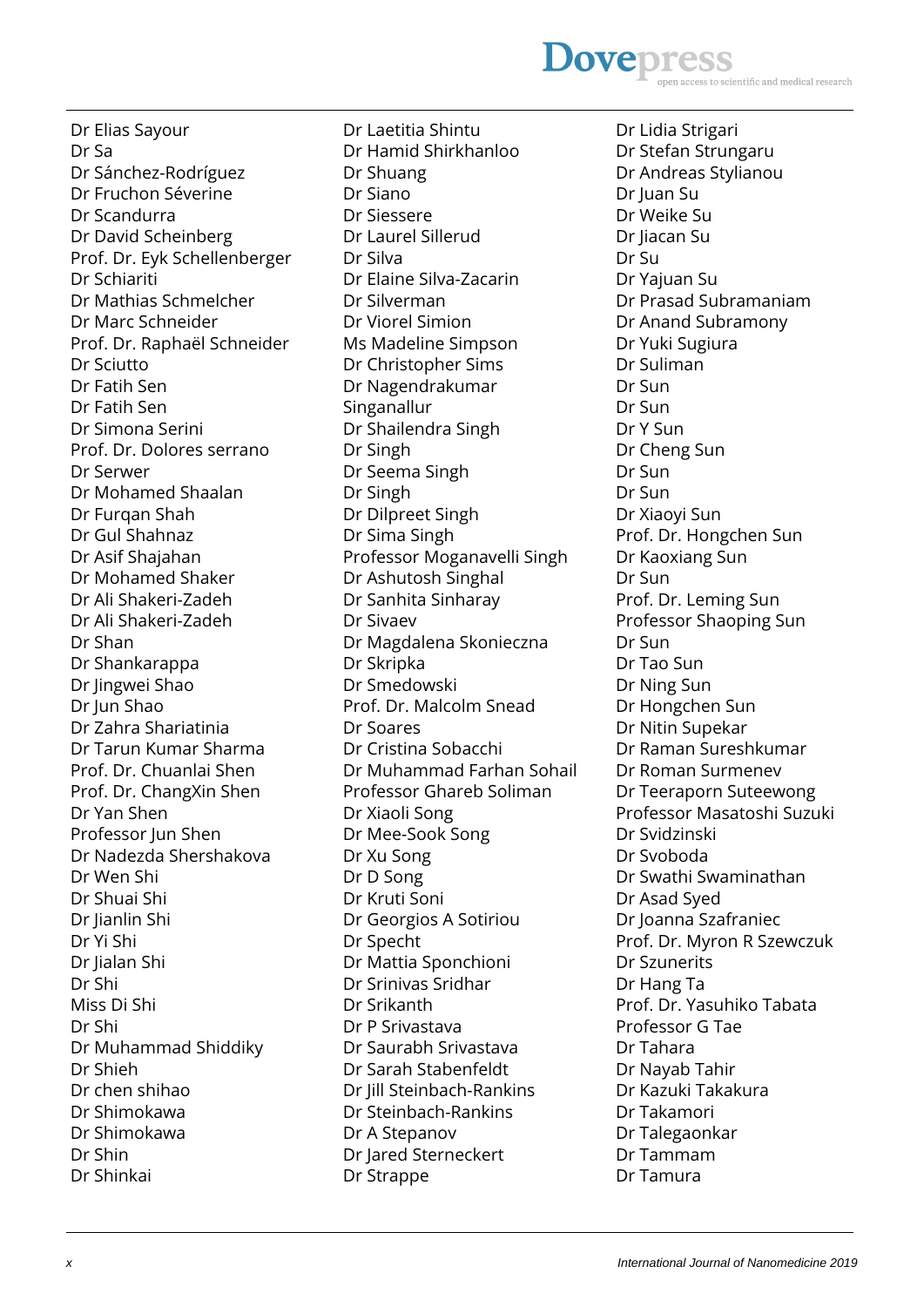Dr Elias Sayour
Dr Sa
Dr Sánchez-Rodríguez
Dr Fruchon Séverine
Dr Scandurra
Dr David Scheinberg
Prof. Dr. Eyk Schellenberger
Dr Schiariti
Dr Mathias Schmelcher
Dr Marc Schneider
Prof. Dr. Raphaël Schneider
Dr Sciutto
Dr Fatih Sen
Dr Fatih Sen
Dr Simona Serini
Prof. Dr. Dolores serrano
Dr Serwer
Dr Mohamed Shaalan
Dr Furqan Shah
Dr Gul Shahnaz
Dr Asif Shajahan
Dr Mohamed Shaker
Dr Ali Shakeri-Zadeh
Dr Ali Shakeri-Zadeh
Dr Shan
Dr Shankarappa
Dr Jingwei Shao
Dr Jun Shao
Dr Zahra Shariatinia
Dr Tarun Kumar Sharma
Prof. Dr. Chuanlai Shen
Prof. Dr. ChangXin Shen
Dr Yan Shen
Professor Jun Shen
Dr Nadezda Shershakova
Dr Wen Shi
Dr Shuai Shi
Dr Jianlin Shi
Dr Yi Shi
Dr Jialan Shi
Dr Shi
Miss Di Shi
Dr Shi
Dr Muhammad Shiddiky
Dr Shieh
Dr chen shihao
Dr Shimokawa
Dr Shimokawa
Dr Shin
Dr Shinkai
Dr Laetitia Shintu
Dr Hamid Shirkhanloo
Dr Shuang
Dr Siano
Dr Siessere
Dr Laurel Sillerud
Dr Silva
Dr Elaine Silva-Zacarin
Dr Silverman
Dr Viorel Simion
Ms Madeline Simpson
Dr Christopher Sims
Dr Nagendrakumar Singanallur
Dr Shailendra Singh
Dr Singh
Dr Seema Singh
Dr Singh
Dr Dilpreet Singh
Dr Sima Singh
Professor Moganavelli Singh
Dr Ashutosh Singhal
Dr Sanhita Sinharay
Dr Sivaev
Dr Magdalena Skonieczna
Dr Skripka
Dr Smedowski
Prof. Dr. Malcolm Snead
Dr Soares
Dr Cristina Sobacchi
Dr Muhammad Farhan Sohail
Professor Ghareb Soliman
Dr Xiaoli Song
Dr Mee-Sook Song
Dr Xu Song
Dr D Song
Dr Kruti Soni
Dr Georgios A Sotiriou
Dr Specht
Dr Mattia Sponchioni
Dr Srinivas Sridhar
Dr Srikanth
Dr P Srivastava
Dr Saurabh Srivastava
Dr Sarah Stabenfeldt
Dr Jill Steinbach-Rankins
Dr Steinbach-Rankins
Dr A Stepanov
Dr Jared Sterneckert
Dr Strappe
Dr Lidia Strigari
Dr Stefan Strungaru
Dr Andreas Stylianou
Dr Juan Su
Dr Weike Su
Dr Jiacan Su
Dr Su
Dr Yajuan Su
Dr Prasad Subramaniam
Dr Anand Subramony
Dr Yuki Sugiura
Dr Suliman
Dr Sun
Dr Sun
Dr Y Sun
Dr Cheng Sun
Dr Sun
Dr Sun
Dr Xiaoyi Sun
Prof. Dr. Hongchen Sun
Dr Kaoxiang Sun
Dr Sun
Prof. Dr. Leming Sun
Professor Shaoping Sun
Dr Sun
Dr Tao Sun
Dr Ning Sun
Dr Hongchen Sun
Dr Nitin Supekar
Dr Raman Sureshkumar
Dr Roman Surmenev
Dr Teeraporn Suteewong
Professor Masatoshi Suzuki
Dr Svidzinski
Dr Svoboda
Dr Swathi Swaminathan
Dr Asad Syed
Dr Joanna Szafraniec
Prof. Dr. Myron R Szewczuk
Dr Szunerits
Dr Hang Ta
Prof. Dr. Yasuhiko Tabata
Professor G Tae
Dr Tahara
Dr Nayab Tahir
Dr Kazuki Takakura
Dr Takamori
Dr Talegaonkar
Dr Tammam
Dr Tamura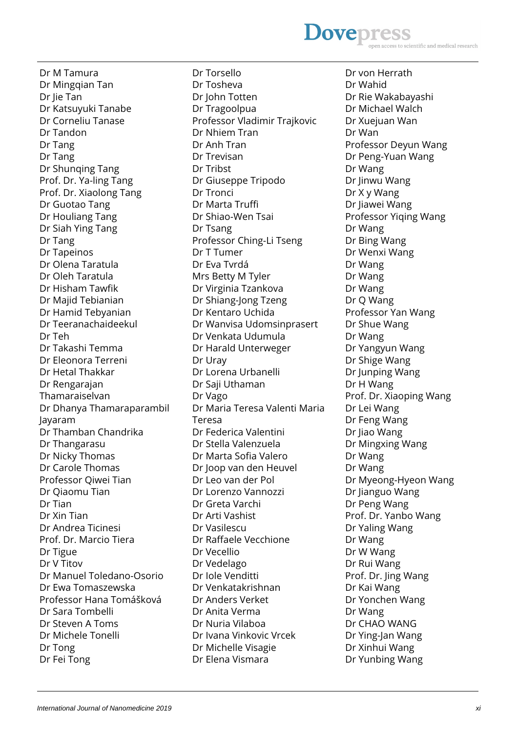Dr M Tamura
Dr Mingqian Tan
Dr Jie Tan
Dr Katsuyuki Tanabe
Dr Corneliu Tanase
Dr Tandon
Dr Tang
Dr Tang
Dr Shunqing Tang
Prof. Dr. Ya-ling Tang
Prof. Dr. Xiaolong Tang
Dr Guotao Tang
Dr Houliang Tang
Dr Siah Ying Tang
Dr Tang
Dr Tapeinos
Dr Olena Taratula
Dr Oleh Taratula
Dr Hisham Tawfik
Dr Majid Tebianian
Dr Hamid Tebyanian
Dr Teeranachaideekul
Dr Teh
Dr Takashi Temma
Dr Eleonora Terreni
Dr Hetal Thakkar
Dr Rengarajan Thamaraiselvan
Dr Dhanya Thamaraparambil Jayaram
Dr Thamban Chandrika
Dr Thangarasu
Dr Nicky Thomas
Dr Carole Thomas
Professor Qiwei Tian
Dr Qiaomu Tian
Dr Tian
Dr Xin Tian
Dr Andrea Ticinesi
Prof. Dr. Marcio Tiera
Dr Tigue
Dr V Titov
Dr Manuel Toledano-Osorio
Dr Ewa Tomaszewska
Professor Hana Tomášková
Dr Sara Tombelli
Dr Steven A Toms
Dr Michele Tonelli
Dr Tong
Dr Fei Tong
Dr Torsello
Dr Tosheva
Dr John Totten
Dr Tragoolpua
Professor Vladimir Trajkovic
Dr Nhiem Tran
Dr Anh Tran
Dr Trevisan
Dr Tribst
Dr Giuseppe Tripodo
Dr Tronci
Dr Marta Truffi
Dr Shiao-Wen Tsai
Dr Tsang
Professor Ching-Li Tseng
Dr T Tumer
Dr Eva Tvrdá
Mrs Betty M Tyler
Dr Virginia Tzankova
Dr Shiang-Jong Tzeng
Dr Kentaro Uchida
Dr Wanvisa Udomsinprasert
Dr Venkata Udumula
Dr Harald Unterweger
Dr Uray
Dr Lorena Urbanelli
Dr Saji Uthaman
Dr Vago
Dr Maria Teresa Valenti Maria Teresa
Dr Federica Valentini
Dr Stella Valenzuela
Dr Marta Sofia Valero
Dr Joop van den Heuvel
Dr Leo van der Pol
Dr Lorenzo Vannozzi
Dr Greta Varchi
Dr Arti Vashist
Dr Vasilescu
Dr Raffaele Vecchione
Dr Vecellio
Dr Vedelago
Dr Iole Venditti
Dr Venkatakrishnan
Dr Anders Verket
Dr Anita Verma
Dr Nuria Vilaboa
Dr Ivana Vinkovic Vrcek
Dr Michelle Visagie
Dr Elena Vismara
Dr von Herrath
Dr Wahid
Dr Rie Wakabayashi
Dr Michael Walch
Dr Xuejuan Wan
Dr Wan
Professor Deyun Wang
Dr Peng-Yuan Wang
Dr Wang
Dr Jinwu Wang
Dr X y Wang
Dr Jiawei Wang
Professor Yiqing Wang
Dr Wang
Dr Bing Wang
Dr Wenxi Wang
Dr Wang
Dr Wang
Dr Wang
Dr Q Wang
Professor Yan Wang
Dr Shue Wang
Dr Wang
Dr Yangyun Wang
Dr Shige Wang
Dr Junping Wang
Dr H Wang
Prof. Dr. Xiaoping Wang
Dr Lei Wang
Dr Feng Wang
Dr Jiao Wang
Dr Mingxing Wang
Dr Wang
Dr Wang
Dr Myeong-Hyeon Wang
Dr Jianguo Wang
Dr Peng Wang
Prof. Dr. Yanbo Wang
Dr Yaling Wang
Dr Wang
Dr W Wang
Dr Rui Wang
Prof. Dr. Jing Wang
Dr Kai Wang
Dr Yonchen Wang
Dr Wang
Dr CHAO WANG
Dr Ying-Jan Wang
Dr Xinhui Wang
Dr Yunbing Wang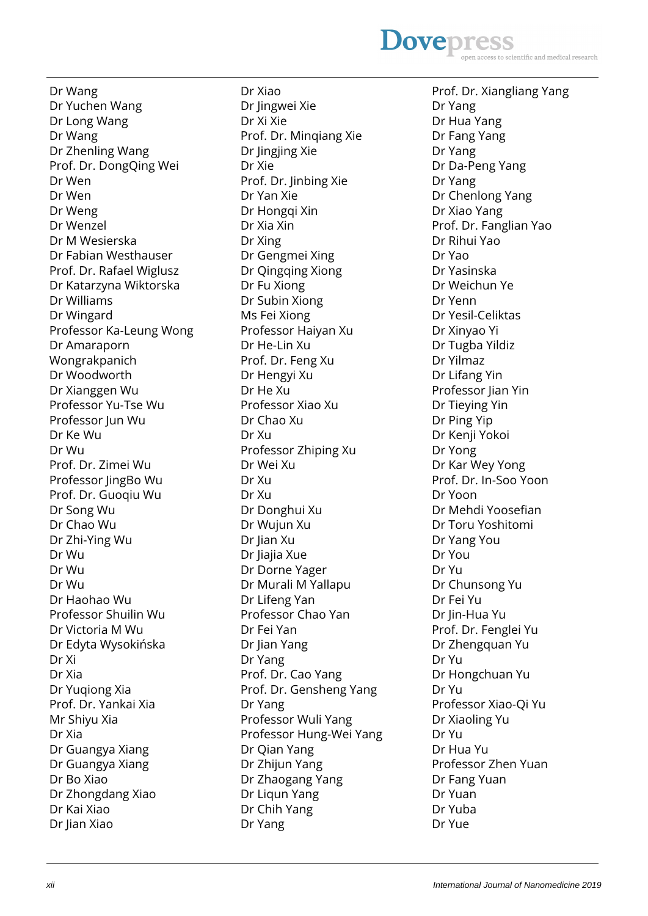Dr Wang
Dr Yuchen Wang
Dr Long Wang
Dr Wang
Dr Zhenling Wang
Prof. Dr. DongQing Wei
Dr Wen
Dr Wen
Dr Weng
Dr Wenzel
Dr M Wesierska
Dr Fabian Westhauser
Prof. Dr. Rafael Wiglusz
Dr Katarzyna Wiktorska
Dr Williams
Dr Wingard
Professor Ka-Leung Wong
Dr Amaraporn Wongrakpanich
Dr Woodworth
Dr Xianggen Wu
Professor Yu-Tse Wu
Professor Jun Wu
Dr Ke Wu
Dr Wu
Prof. Dr. Zimei Wu
Professor JingBo Wu
Prof. Dr. Guoqiu Wu
Dr Song Wu
Dr Chao Wu
Dr Zhi-Ying Wu
Dr Wu
Dr Wu
Dr Wu
Dr Haohao Wu
Professor Shuilin Wu
Dr Victoria M Wu
Dr Edyta Wysokińska
Dr Xi
Dr Xia
Dr Yuqiong Xia
Prof. Dr. Yankai Xia
Mr Shiyu Xia
Dr Xia
Dr Guangya Xiang
Dr Guangya Xiang
Dr Bo Xiao
Dr Zhongdang Xiao
Dr Kai Xiao
Dr Jian Xiao
Dr Xiao
Dr Jingwei Xie
Dr Xi Xie
Prof. Dr. Minqiang Xie
Dr Jingjing Xie
Dr Xie
Prof. Dr. Jinbing Xie
Dr Yan Xie
Dr Hongqi Xin
Dr Xia Xin
Dr Xing
Dr Gengmei Xing
Dr Qingqing Xiong
Dr Fu Xiong
Dr Subin Xiong
Ms Fei Xiong
Professor Haiyan Xu
Dr He-Lin Xu
Prof. Dr. Feng Xu
Dr Hengyi Xu
Dr He Xu
Professor Xiao Xu
Dr Chao Xu
Dr Xu
Professor Zhiping Xu
Dr Wei Xu
Dr Xu
Dr Xu
Dr Donghui Xu
Dr Wujun Xu
Dr Jian Xu
Dr Jiajia Xue
Dr Dorne Yager
Dr Murali M Yallapu
Dr Lifeng Yan
Professor Chao Yan
Dr Fei Yan
Dr Jian Yang
Dr Yang
Prof. Dr. Cao Yang
Prof. Dr. Gensheng Yang
Dr Yang
Professor Wuli Yang
Professor Hung-Wei Yang
Dr Qian Yang
Dr Zhijun Yang
Dr Zhaogang Yang
Dr Liqun Yang
Dr Chih Yang
Dr Yang
Prof. Dr. Xiangliang Yang
Dr Yang
Dr Hua Yang
Dr Fang Yang
Dr Yang
Dr Da-Peng Yang
Dr Yang
Dr Chenlong Yang
Dr Xiao Yang
Prof. Dr. Fanglian Yao
Dr Rihui Yao
Dr Yao
Dr Yasinska
Dr Weichun Ye
Dr Yenn
Dr Yesil-Celiktas
Dr Xinyao Yi
Dr Tugba Yildiz
Dr Yilmaz
Dr Lifang Yin
Professor Jian Yin
Dr Tieying Yin
Dr Ping Yip
Dr Kenji Yokoi
Dr Yong
Dr Kar Wey Yong
Prof. Dr. In-Soo Yoon
Dr Yoon
Dr Mehdi Yoosefian
Dr Toru Yoshitomi
Dr Yang You
Dr You
Dr Yu
Dr Chunsong Yu
Dr Fei Yu
Dr Jin-Hua Yu
Prof. Dr. Fenglei Yu
Dr Zhengquan Yu
Dr Yu
Dr Hongchuan Yu
Dr Yu
Professor Xiao-Qi Yu
Dr Xiaoling Yu
Dr Yu
Dr Hua Yu
Professor Zhen Yuan
Dr Fang Yuan
Dr Yuan
Dr Yuba
Dr Yue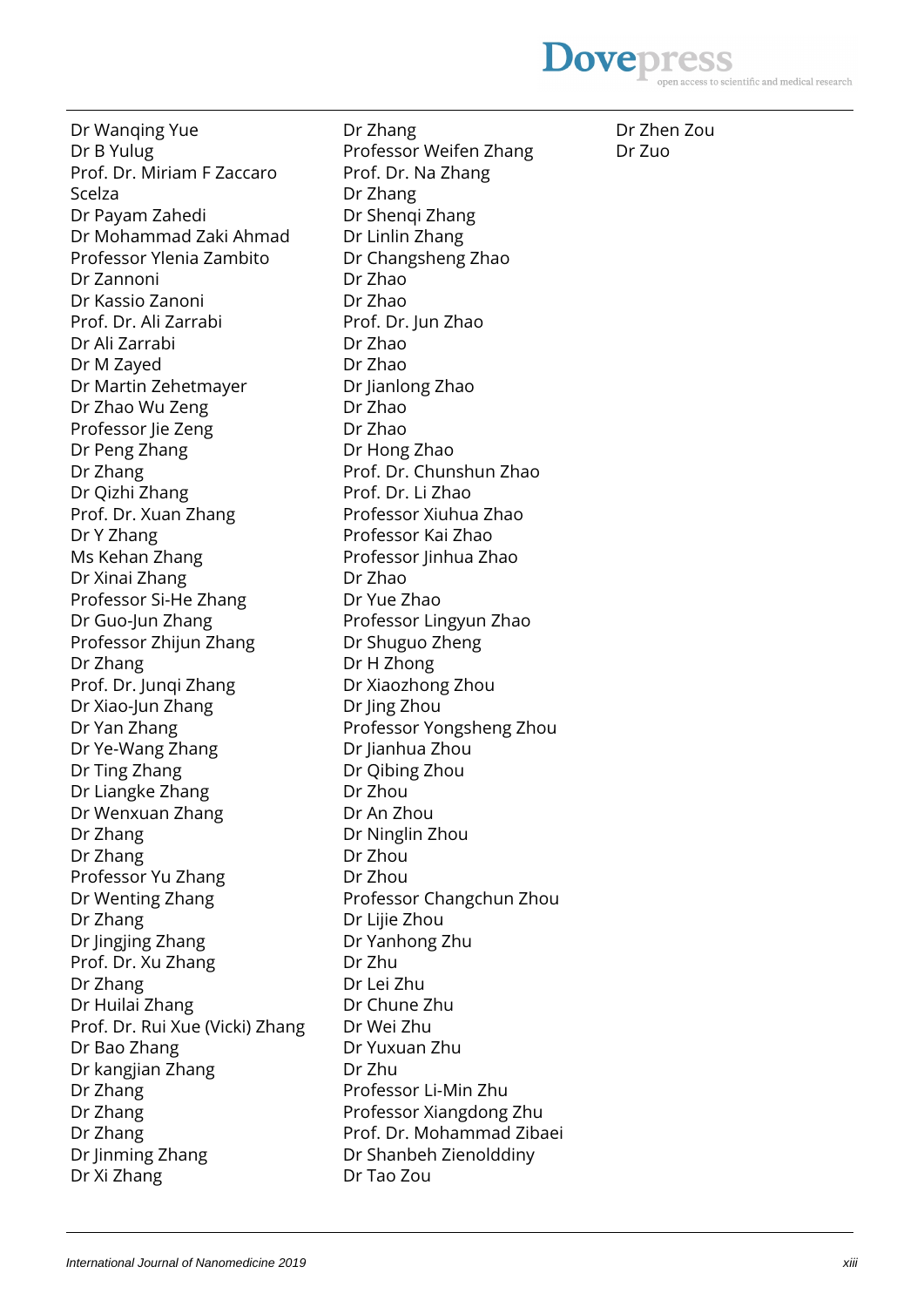Dr Wanqing Yue
Dr B Yulug
Prof. Dr. Miriam F Zaccaro Scelza
Dr Payam Zahedi
Dr Mohammad Zaki Ahmad
Professor Ylenia Zambito
Dr Zannoni
Dr Kassio Zanoni
Prof. Dr. Ali Zarrabi
Dr Ali Zarrabi
Dr M Zayed
Dr Martin Zehetmayer
Dr Zhao Wu Zeng
Professor Jie Zeng
Dr Peng Zhang
Dr Zhang
Dr Qizhi Zhang
Prof. Dr. Xuan Zhang
Dr Y Zhang
Ms Kehan Zhang
Dr Xinai Zhang
Professor Si-He Zhang
Dr Guo-Jun Zhang
Professor Zhijun Zhang
Dr Zhang
Prof. Dr. Junqi Zhang
Dr Xiao-Jun Zhang
Dr Yan Zhang
Dr Ye-Wang Zhang
Dr Ting Zhang
Dr Liangke Zhang
Dr Wenxuan Zhang
Dr Zhang
Dr Zhang
Professor Yu Zhang
Dr Wenting Zhang
Dr Zhang
Dr Jingjing Zhang
Prof. Dr. Xu Zhang
Dr Zhang
Dr Huilai Zhang
Prof. Dr. Rui Xue (Vicki) Zhang
Dr Bao Zhang
Dr kangjian Zhang
Dr Zhang
Dr Zhang
Dr Zhang
Dr Jinming Zhang
Dr Xi Zhang
Dr Zhang
Professor Weifen Zhang
Prof. Dr. Na Zhang
Dr Zhang
Dr Shenqi Zhang
Dr Linlin Zhang
Dr Changsheng Zhao
Dr Zhao
Dr Zhao
Prof. Dr. Jun Zhao
Dr Zhao
Dr Zhao
Dr Jianlong Zhao
Dr Zhao
Dr Zhao
Dr Hong Zhao
Prof. Dr. Chunshun Zhao
Prof. Dr. Li Zhao
Professor Xiuhua Zhao
Professor Kai Zhao
Professor Jinhua Zhao
Dr Zhao
Dr Yue Zhao
Professor Lingyun Zhao
Dr Shuguo Zheng
Dr H Zhong
Dr Xiaozhong Zhou
Dr Jing Zhou
Professor Yongsheng Zhou
Dr Jianhua Zhou
Dr Qibing Zhou
Dr Zhou
Dr An Zhou
Dr Ninglin Zhou
Dr Zhou
Dr Zhou
Professor Changchun Zhou
Dr Lijie Zhou
Dr Yanhong Zhu
Dr Zhu
Dr Lei Zhu
Dr Chune Zhu
Dr Wei Zhu
Dr Yuxuan Zhu
Dr Zhu
Professor Li-Min Zhu
Professor Xiangdong Zhu
Prof. Dr. Mohammad Zibaei
Dr Shanbeh Zienolddiny
Dr Tao Zou
Dr Zhen Zou
Dr Zuo